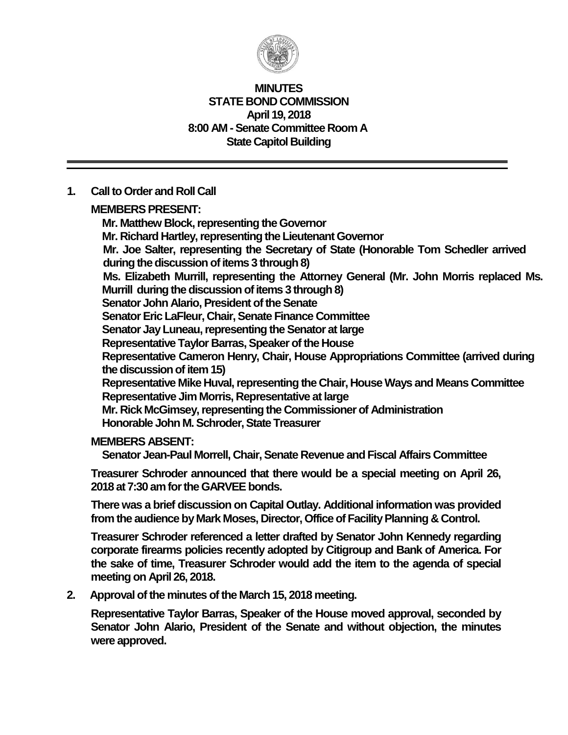# MINUTES
## STATE BOND COMMISSION
### April 19, 2018
### 8:00 AM - Senate Committee Room A
### State Capitol Building

---

**1. Call to Order and Roll Call**

**MEMBERS PRESENT:**

**Mr. Matthew Block, representing the Governor**
**Mr. Richard Hartley, representing the Lieutenant Governor**
**Mr. Joe Salter, representing the Secretary of State (Honorable Tom Schedler arrived during the discussion of items 3 through 8)**
**Ms. Elizabeth Murrill, representing the Attorney General (Mr. John Morris replaced Ms. Murrill during the discussion of items 3 through 8)**
**Senator John Alario, President of the Senate**
**Senator Eric LaFleur, Chair, Senate Finance Committee**
**Senator Jay Luneau, representing the Senator at large**
**Representative Taylor Barras, Speaker of the House**
**Representative Cameron Henry, Chair, House Appropriations Committee (arrived during the discussion of item 15)**
**Representative Mike Huval, representing the Chair, House Ways and Means Committee**
**Representative Jim Morris, Representative at large**
**Mr. Rick McGimsey, representing the Commissioner of Administration**
**Honorable John M. Schroder, State Treasurer**

**MEMBERS ABSENT:**

**Senator Jean-Paul Morrell, Chair, Senate Revenue and Fiscal Affairs Committee**

**Treasurer Schroder announced that there would be a special meeting on April 26, 2018 at 7:30 am for the GARVEE bonds.**

**There was a brief discussion on Capital Outlay. Additional information was provided from the audience by Mark Moses, Director, Office of Facility Planning & Control.**

**Treasurer Schroder referenced a letter drafted by Senator John Kennedy regarding corporate firearms policies recently adopted by Citigroup and Bank of America. For the sake of time, Treasurer Schroder would add the item to the agenda of special meeting on April 26, 2018.**

**2. Approval of the minutes of the March 15, 2018 meeting.**

**Representative Taylor Barras, Speaker of the House moved approval, seconded by Senator John Alario, President of the Senate and without objection, the minutes were approved.**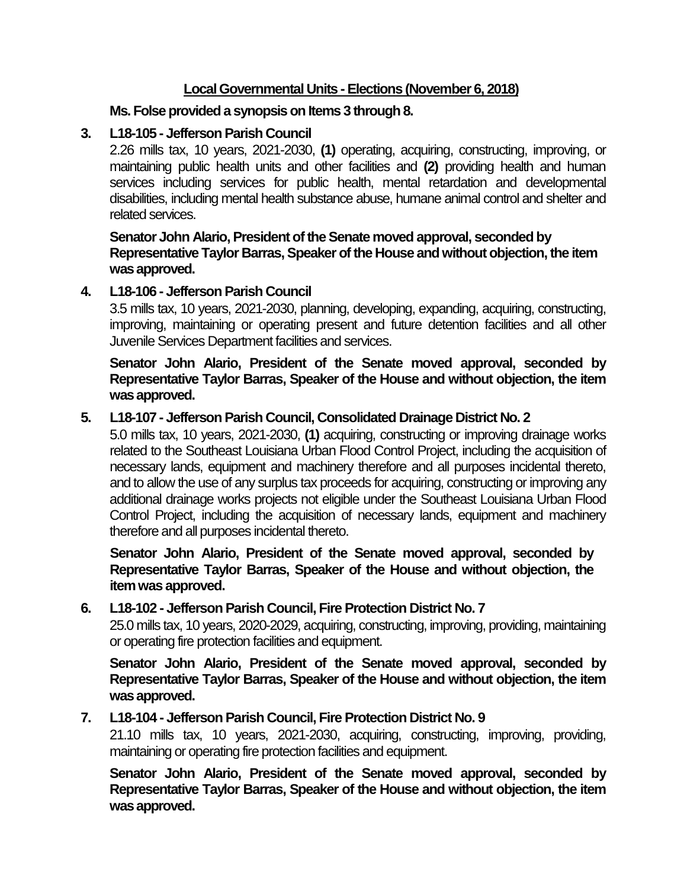**Local Governmental Units - Elections (November 6, 2018)**

**Ms. Folse provided a synopsis on Items 3 through 8.**

3. **L18-105 - Jefferson Parish Council**

   2.26 mills tax, 10 years, 2021-2030, **(1)** operating, acquiring, constructing, improving, or maintaining public health units and other facilities and **(2)** providing health and human services including services for public health, mental retardation and developmental disabilities, including mental health substance abuse, humane animal control and shelter and related services.

   **Senator John Alario, President of the Senate moved approval, seconded by Representative Taylor Barras, Speaker of the House and without objection, the item was approved.**

4. **L18-106 - Jefferson Parish Council**

   3.5 mills tax, 10 years, 2021-2030, planning, developing, expanding, acquiring, constructing, improving, maintaining or operating present and future detention facilities and all other Juvenile Services Department facilities and services.

   **Senator John Alario, President of the Senate moved approval, seconded by Representative Taylor Barras, Speaker of the House and without objection, the item was approved.**

5. **L18-107 - Jefferson Parish Council, Consolidated Drainage District No. 2**

   5.0 mills tax, 10 years, 2021-2030, **(1)** acquiring, constructing or improving drainage works related to the Southeast Louisiana Urban Flood Control Project, including the acquisition of necessary lands, equipment and machinery therefore and all purposes incidental thereto, and to allow the use of any surplus tax proceeds for acquiring, constructing or improving any additional drainage works projects not eligible under the Southeast Louisiana Urban Flood Control Project, including the acquisition of necessary lands, equipment and machinery therefore and all purposes incidental thereto.

   **Senator John Alario, President of the Senate moved approval, seconded by Representative Taylor Barras, Speaker of the House and without objection, the item was approved.**

6. **L18-102 - Jefferson Parish Council, Fire Protection District No. 7**

   25.0 mills tax, 10 years, 2020-2029, acquiring, constructing, improving, providing, maintaining or operating fire protection facilities and equipment.

   **Senator John Alario, President of the Senate moved approval, seconded by Representative Taylor Barras, Speaker of the House and without objection, the item was approved.**

7. **L18-104 - Jefferson Parish Council, Fire Protection District No. 9**

   21.10 mills tax, 10 years, 2021-2030, acquiring, constructing, improving, providing, maintaining or operating fire protection facilities and equipment.

   **Senator John Alario, President of the Senate moved approval, seconded by Representative Taylor Barras, Speaker of the House and without objection, the item was approved.**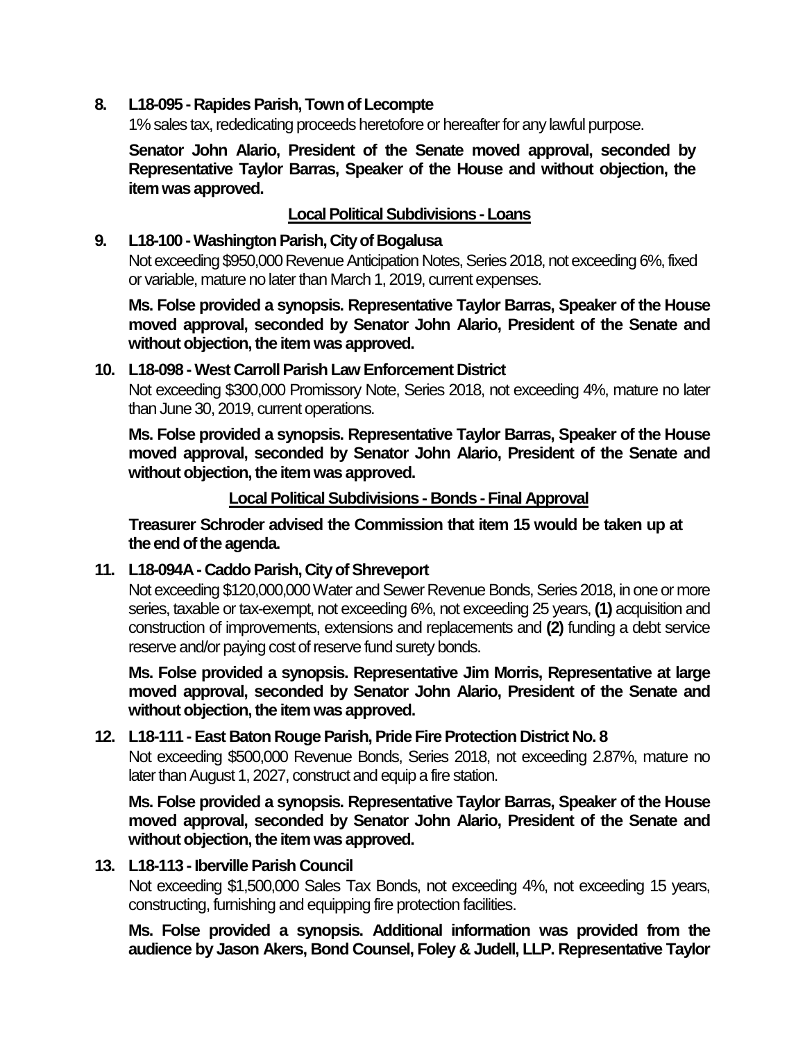**8. L18-095 - Rapides Parish, Town of Lecompte**

1% sales tax, rededicating proceeds heretofore or hereafter for any lawful purpose.

**Senator John Alario, President of the Senate moved approval, seconded by Representative Taylor Barras, Speaker of the House and without objection, the item was approved.**

**Local Political Subdivisions - Loans**

**9. L18-100 - Washington Parish, City of Bogalusa**

Not exceeding $950,000 Revenue Anticipation Notes, Series 2018, not exceeding 6%, fixed or variable, mature no later than March 1, 2019, current expenses.

**Ms. Folse provided a synopsis. Representative Taylor Barras, Speaker of the House moved approval, seconded by Senator John Alario, President of the Senate and without objection, the item was approved.**

**10. L18-098 - West Carroll Parish Law Enforcement District**

Not exceeding $300,000 Promissory Note, Series 2018, not exceeding 4%, mature no later than June 30, 2019, current operations.

**Ms. Folse provided a synopsis. Representative Taylor Barras, Speaker of the House moved approval, seconded by Senator John Alario, President of the Senate and without objection, the item was approved.**

**Local Political Subdivisions - Bonds - Final Approval**

**Treasurer Schroder advised the Commission that item 15 would be taken up at the end of the agenda.**

**11. L18-094A - Caddo Parish, City of Shreveport**

Not exceeding $120,000,000 Water and Sewer Revenue Bonds, Series 2018, in one or more series, taxable or tax-exempt, not exceeding 6%, not exceeding 25 years, **(1)** acquisition and construction of improvements, extensions and replacements and **(2)** funding a debt service reserve and/or paying cost of reserve fund surety bonds.

**Ms. Folse provided a synopsis. Representative Jim Morris, Representative at large moved approval, seconded by Senator John Alario, President of the Senate and without objection, the item was approved.**

**12. L18-111 - East Baton Rouge Parish, Pride Fire Protection District No. 8**

Not exceeding $500,000 Revenue Bonds, Series 2018, not exceeding 2.87%, mature no later than August 1, 2027, construct and equip a fire station.

**Ms. Folse provided a synopsis. Representative Taylor Barras, Speaker of the House moved approval, seconded by Senator John Alario, President of the Senate and without objection, the item was approved.**

**13. L18-113 - Iberville Parish Council**

Not exceeding $1,500,000 Sales Tax Bonds, not exceeding 4%, not exceeding 15 years, constructing, furnishing and equipping fire protection facilities.

**Ms. Folse provided a synopsis. Additional information was provided from the audience by Jason Akers, Bond Counsel, Foley & Judell, LLP. Representative Taylor**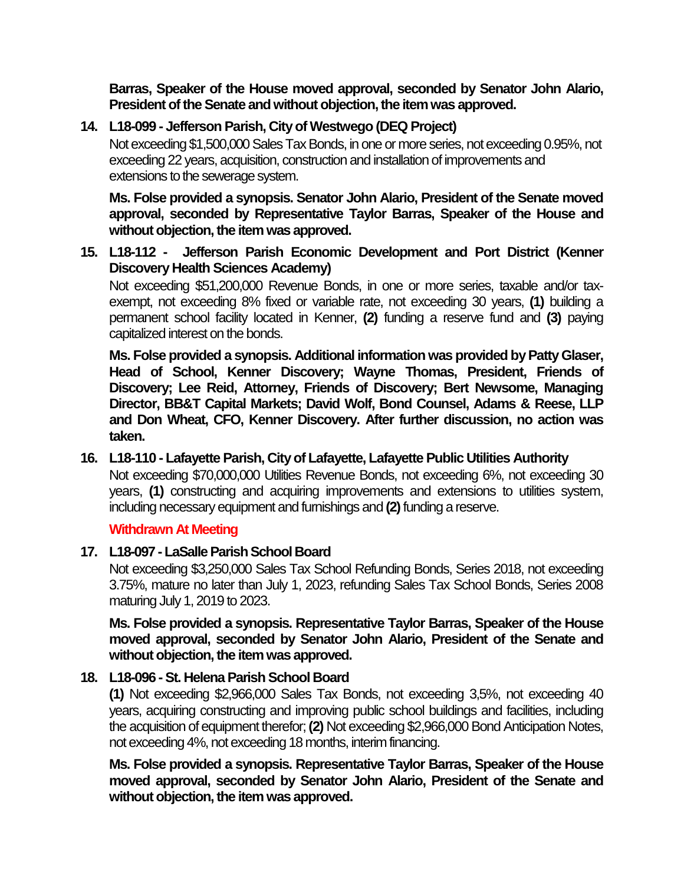**Barras, Speaker of the House moved approval, seconded by Senator John Alario, President of the Senate and without objection, the item was approved.**

14. **L18-099 - Jefferson Parish, City of Westwego (DEQ Project)**

    Not exceeding $1,500,000 Sales Tax Bonds, in one or more series, not exceeding 0.95%, not exceeding 22 years, acquisition, construction and installation of improvements and extensions to the sewerage system.

    **Ms. Folse provided a synopsis. Senator John Alario, President of the Senate moved approval, seconded by Representative Taylor Barras, Speaker of the House and without objection, the item was approved.**

15. **L18-112 - Jefferson Parish Economic Development and Port District (Kenner Discovery Health Sciences Academy)**

    Not exceeding $51,200,000 Revenue Bonds, in one or more series, taxable and/or tax-exempt, not exceeding 8% fixed or variable rate, not exceeding 30 years, **(1)** building a permanent school facility located in Kenner, **(2)** funding a reserve fund and **(3)** paying capitalized interest on the bonds.

    **Ms. Folse provided a synopsis. Additional information was provided by Patty Glaser, Head of School, Kenner Discovery; Wayne Thomas, President, Friends of Discovery; Lee Reid, Attorney, Friends of Discovery; Bert Newsome, Managing Director, BB&T Capital Markets; David Wolf, Bond Counsel, Adams & Reese, LLP and Don Wheat, CFO, Kenner Discovery. After further discussion, no action was taken.**

16. **L18-110 - Lafayette Parish, City of Lafayette, Lafayette Public Utilities Authority**

    Not exceeding $70,000,000 Utilities Revenue Bonds, not exceeding 6%, not exceeding 30 years, **(1)** constructing and acquiring improvements and extensions to utilities system, including necessary equipment and furnishings and **(2)** funding a reserve.

    **Withdrawn At Meeting**

17. **L18-097 - LaSalle Parish School Board**

    Not exceeding $3,250,000 Sales Tax School Refunding Bonds, Series 2018, not exceeding 3.75%, mature no later than July 1, 2023, refunding Sales Tax School Bonds, Series 2008 maturing July 1, 2019 to 2023.

    **Ms. Folse provided a synopsis. Representative Taylor Barras, Speaker of the House moved approval, seconded by Senator John Alario, President of the Senate and without objection, the item was approved.**

18. **L18-096 - St. Helena Parish School Board**

    **(1)** Not exceeding $2,966,000 Sales Tax Bonds, not exceeding 3,5%, not exceeding 40 years, acquiring constructing and improving public school buildings and facilities, including the acquisition of equipment therefor; **(2)** Not exceeding $2,966,000 Bond Anticipation Notes, not exceeding 4%, not exceeding 18 months, interim financing.

    **Ms. Folse provided a synopsis. Representative Taylor Barras, Speaker of the House moved approval, seconded by Senator John Alario, President of the Senate and without objection, the item was approved.**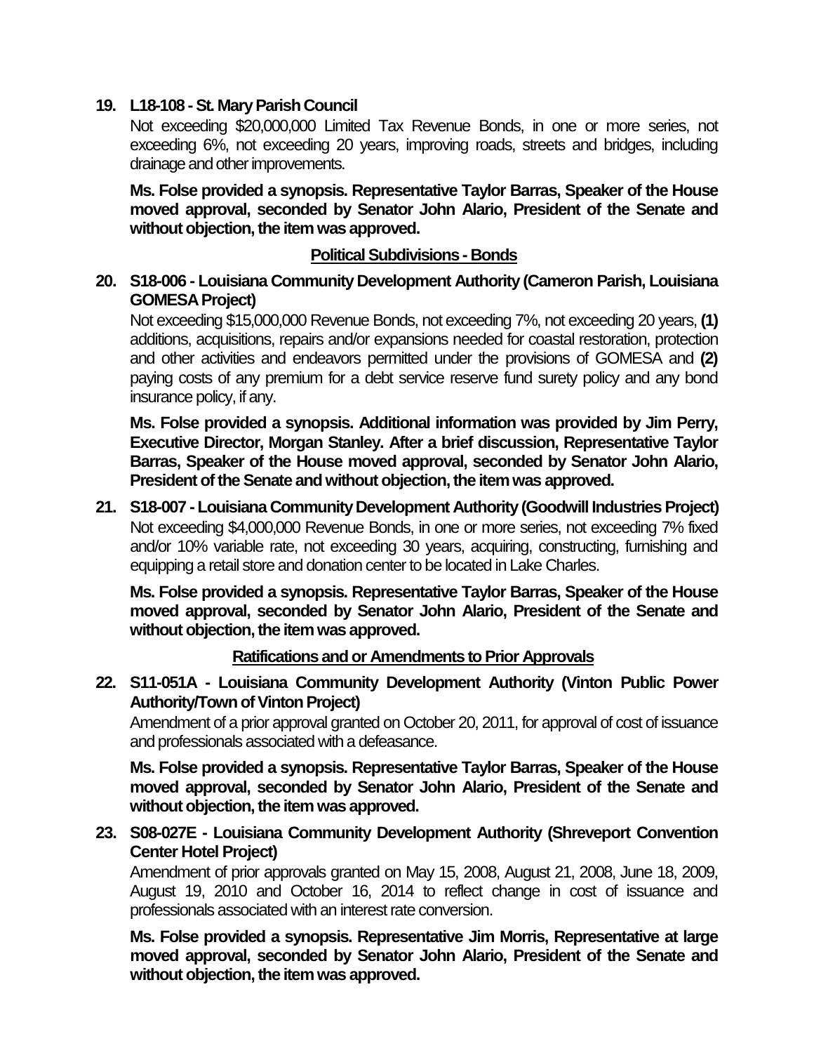**19. L18-108 - St. Mary Parish Council**

Not exceeding $20,000,000 Limited Tax Revenue Bonds, in one or more series, not exceeding 6%, not exceeding 20 years, improving roads, streets and bridges, including drainage and other improvements.

**Ms. Folse provided a synopsis. Representative Taylor Barras, Speaker of the House moved approval, seconded by Senator John Alario, President of the Senate and without objection, the item was approved.**

## Political Subdivisions - Bonds

**20. S18-006 - Louisiana Community Development Authority (Cameron Parish, Louisiana GOMESA Project)**

Not exceeding $15,000,000 Revenue Bonds, not exceeding 7%, not exceeding 20 years, **(1)** additions, acquisitions, repairs and/or expansions needed for coastal restoration, protection and other activities and endeavors permitted under the provisions of GOMESA and **(2)** paying costs of any premium for a debt service reserve fund surety policy and any bond insurance policy, if any.

**Ms. Folse provided a synopsis. Additional information was provided by Jim Perry, Executive Director, Morgan Stanley. After a brief discussion, Representative Taylor Barras, Speaker of the House moved approval, seconded by Senator John Alario, President of the Senate and without objection, the item was approved.**

**21. S18-007 - Louisiana Community Development Authority (Goodwill Industries Project)**

Not exceeding $4,000,000 Revenue Bonds, in one or more series, not exceeding 7% fixed and/or 10% variable rate, not exceeding 30 years, acquiring, constructing, furnishing and equipping a retail store and donation center to be located in Lake Charles.

**Ms. Folse provided a synopsis. Representative Taylor Barras, Speaker of the House moved approval, seconded by Senator John Alario, President of the Senate and without objection, the item was approved.**

## Ratifications and or Amendments to Prior Approvals

**22. S11-051A - Louisiana Community Development Authority (Vinton Public Power Authority/Town of Vinton Project)**

Amendment of a prior approval granted on October 20, 2011, for approval of cost of issuance and professionals associated with a defeasance.

**Ms. Folse provided a synopsis. Representative Taylor Barras, Speaker of the House moved approval, seconded by Senator John Alario, President of the Senate and without objection, the item was approved.**

**23. S08-027E - Louisiana Community Development Authority (Shreveport Convention Center Hotel Project)**

Amendment of prior approvals granted on May 15, 2008, August 21, 2008, June 18, 2009, August 19, 2010 and October 16, 2014 to reflect change in cost of issuance and professionals associated with an interest rate conversion.

**Ms. Folse provided a synopsis. Representative Jim Morris, Representative at large moved approval, seconded by Senator John Alario, President of the Senate and without objection, the item was approved.**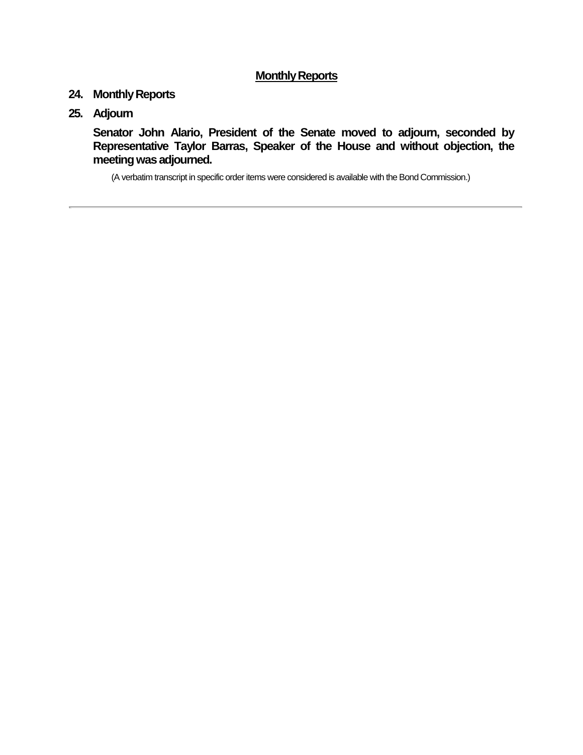## Monthly Reports

**24. Monthly Reports**

**25. Adjourn**

**Senator John Alario, President of the Senate moved to adjourn, seconded by Representative Taylor Barras, Speaker of the House and without objection, the meeting was adjourned.**

(A verbatim transcript in specific order items were considered is available with the Bond Commission.)

---